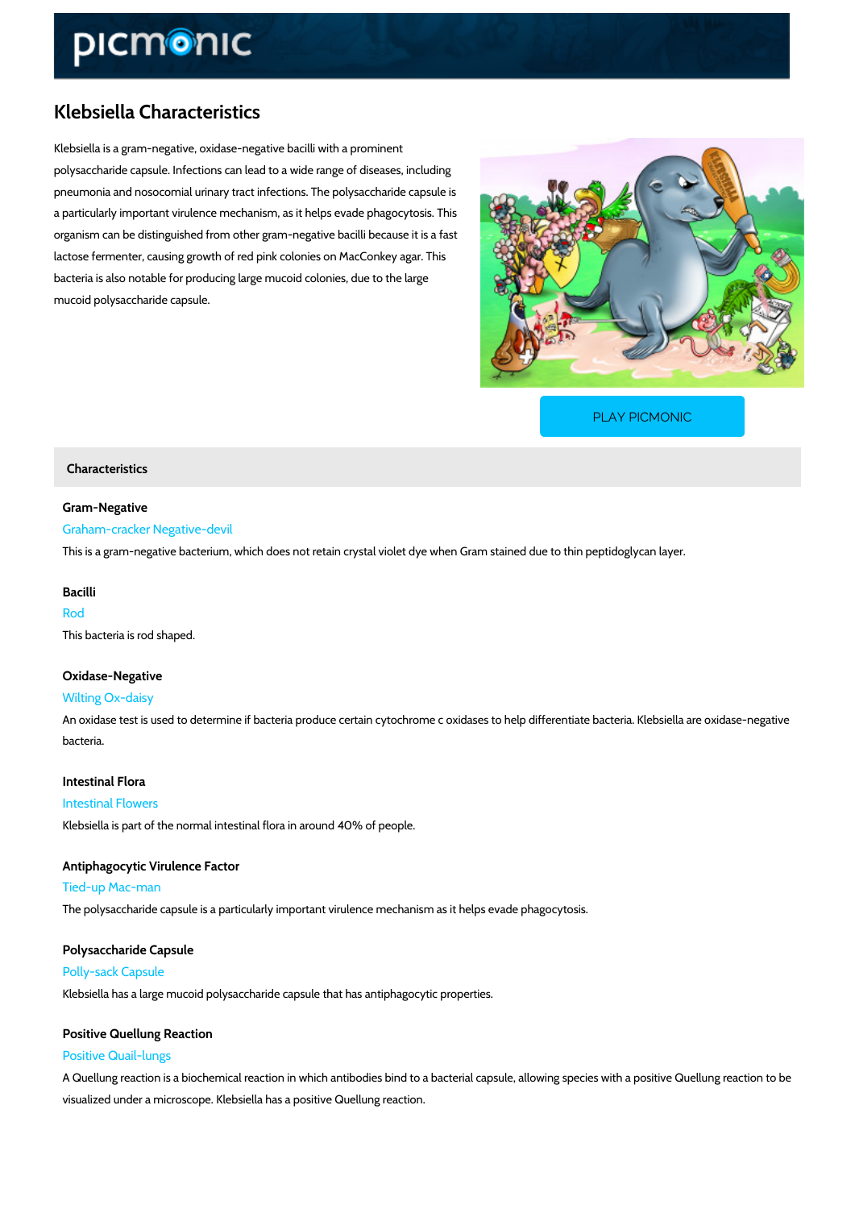# Klebsiella Characteristics

Klebsiella is a gram-negative, oxidase-negative bacilli with a prominent polysaccharide capsule. Infections can lead to a wide range of diseases, including pneumonia and nosocomial urinary tract infections. The polysaccharide capsule is a particularly important virulence mechanism, as it helps evade phagocytosis. This organism can be distinguished from other gram-negative bacilli because it is a fast lactose fermenter, causing growth of red pink colonies on MacConkey agar. This bacteria is also notable for producing large mucoid colonies, due to the large mucoid polysaccharide capsule.

PLAY PICMONIC

## Characteristics

### Gram-Negative

Graham-cracker Negative-devil

This is a gram-negative bacterium, which does not retain crystal violet dye when Gram stained due to thin peptidoglycan layer.

### Bacilli

Rod

This bacteria is rod shaped.

### Oxidase-Negative

Wilting Ox-daisy

An oxidase test is used to determine if bacteria produce certain cytochrome c oxidases to help differentiate bacteria. Klebsiella are oxidase-negative bacteria.

### Intestinal Flora

Intestinal Flowers

Klebsiella is part of the normal intestinal flora in around 40% of people.

### Antiphagocytic Virulence Factor

Tied-up Mac-man

The polysaccharide capsule is a particularly important virulence mechanism as it helps evade phagocytosis.

### Polysaccharide Capsule

Polly-sack Capsule

Klebsiella has a large mucoid polysaccharide capsule that has antiphagocytic properties.

### Positive Quellung Reaction

Positive Quail-lungs

A Quellung reaction is a biochemical reaction in which antibodies bind to a bacterial capsule, allowing species with a positive Quellung reaction to be visualized under a microscope. Klebsiella has a positive Quellung reaction.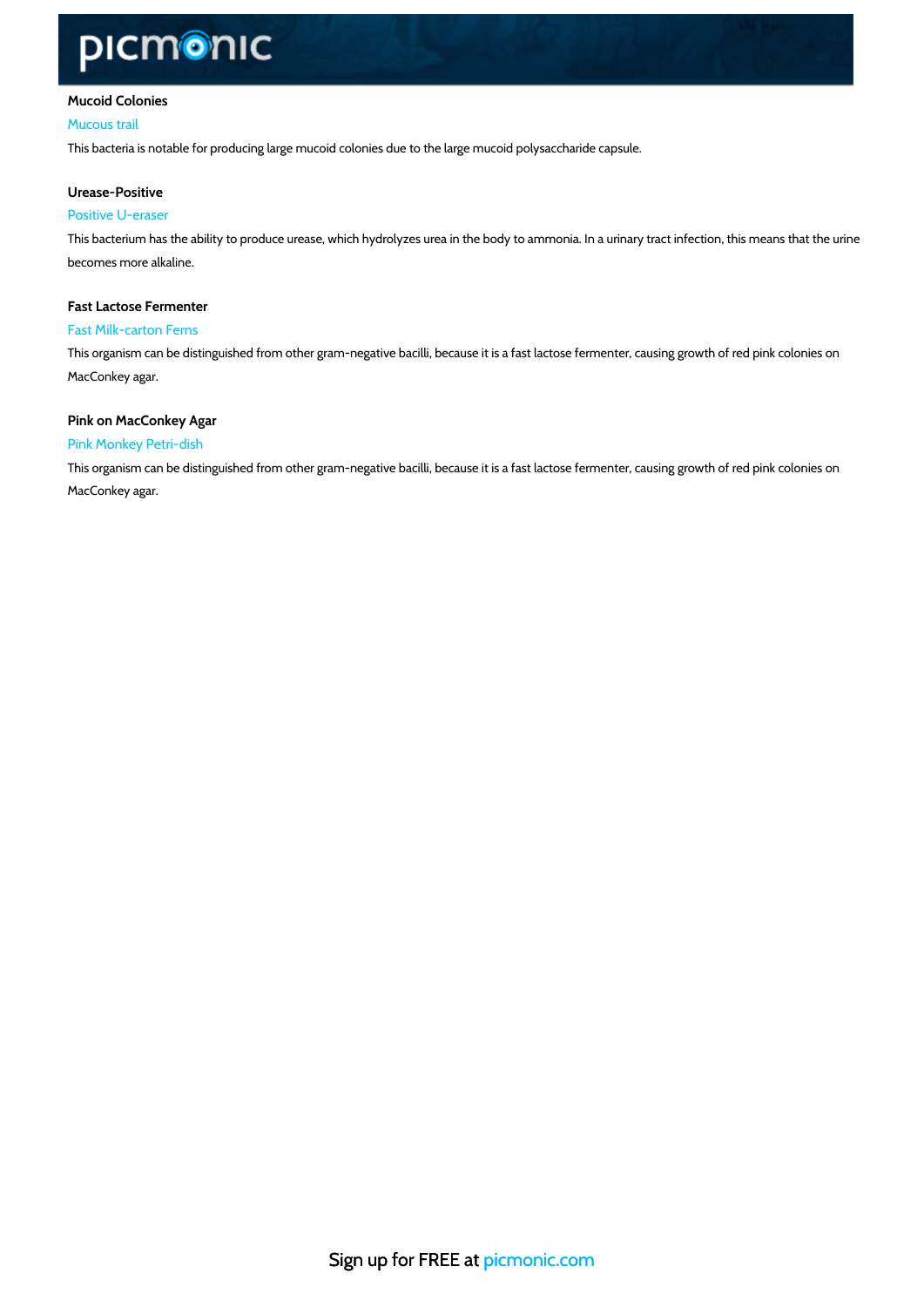### Mucoid Colonies

Mucous trail

This bacteria is notable for producing large mucoid colonies due to the large mucoid polysaccharide capsule.

### Urease-Positive

Positive U-eraser

This bacterium has the ability to produce urease, which hydrolyzes urea in the body to ammonia. In a urinary tract infection, this means that the urine becomes more alkaline.

### Fast Lactose Fermenter

Fast Milk-carton Ferns

This organism can be distinguished from other gram-negative bacilli, because it is a fast lactose fermenter, causing growth of red pink colonies on MacConkey agar.

### Pink on MacConkey Agar

Pink Monkey Petri-dish

This organism can be distinguished from other gram-negative bacilli, because it is a fast lactose fermenter, causing growth of red pink colonies on MacConkey agar.